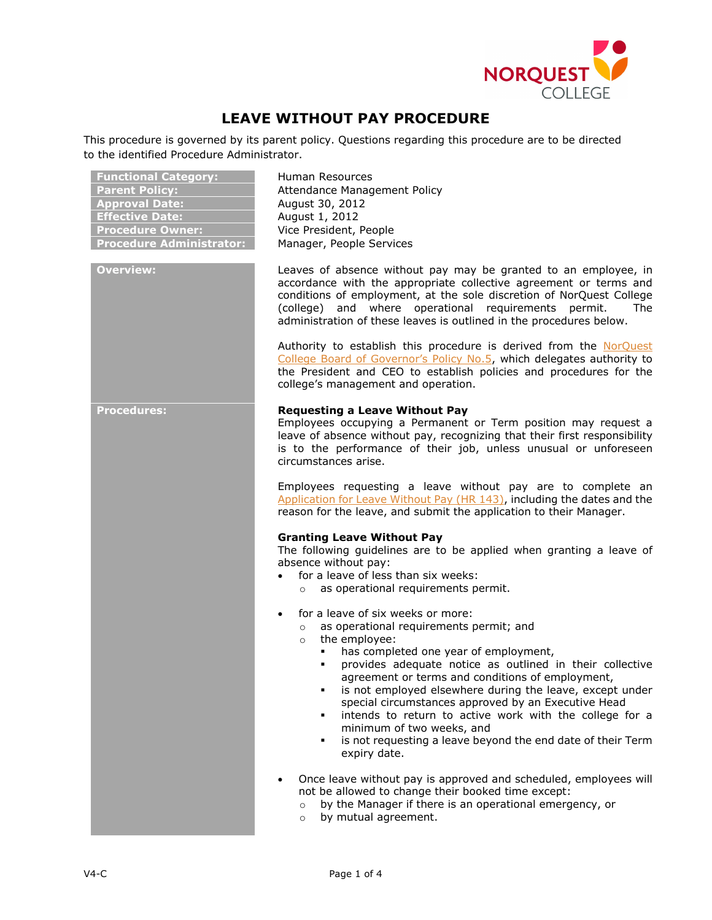# LEAVE WITHOUT PAY PROCEDURE

This procedure is governed by its parent policy. Questions regarding this procedure are to be directed to the identified Procedure Administrator.

| | |
|---|---|
| **Functional Category:** | Human Resources |
| **Parent Policy:** | Attendance Management Policy |
| **Approval Date:** | August 30, 2012 |
| **Effective Date:** | August 1, 2012 |
| **Procedure Owner:** | Vice President, People |
| **Procedure Administrator:** | Manager, People Services |

## Overview:

Leaves of absence without pay may be granted to an employee, in accordance with the appropriate collective agreement or terms and conditions of employment, at the sole discretion of NorQuest College (college) and where operational requirements permit. The administration of these leaves is outlined in the procedures below.

Authority to establish this procedure is derived from the NorQuest College Board of Governor's Policy No.5, which delegates authority to the President and CEO to establish policies and procedures for the college's management and operation.

## Procedures:

**Requesting a Leave Without Pay**

Employees occupying a Permanent or Term position may request a leave of absence without pay, recognizing that their first responsibility is to the performance of their job, unless unusual or unforeseen circumstances arise.

Employees requesting a leave without pay are to complete an Application for Leave Without Pay (HR 143), including the dates and the reason for the leave, and submit the application to their Manager.

**Granting Leave Without Pay**

The following guidelines are to be applied when granting a leave of absence without pay:

- for a leave of less than six weeks:
  - as operational requirements permit.
- for a leave of six weeks or more:
  - as operational requirements permit; and
  - the employee:
    - has completed one year of employment,
    - provides adequate notice as outlined in their collective agreement or terms and conditions of employment,
    - is not employed elsewhere during the leave, except under special circumstances approved by an Executive Head
    - intends to return to active work with the college for a minimum of two weeks, and
    - is not requesting a leave beyond the end date of their Term expiry date.
- Once leave without pay is approved and scheduled, employees will not be allowed to change their booked time except:
  - by the Manager if there is an operational emergency, or
  - by mutual agreement.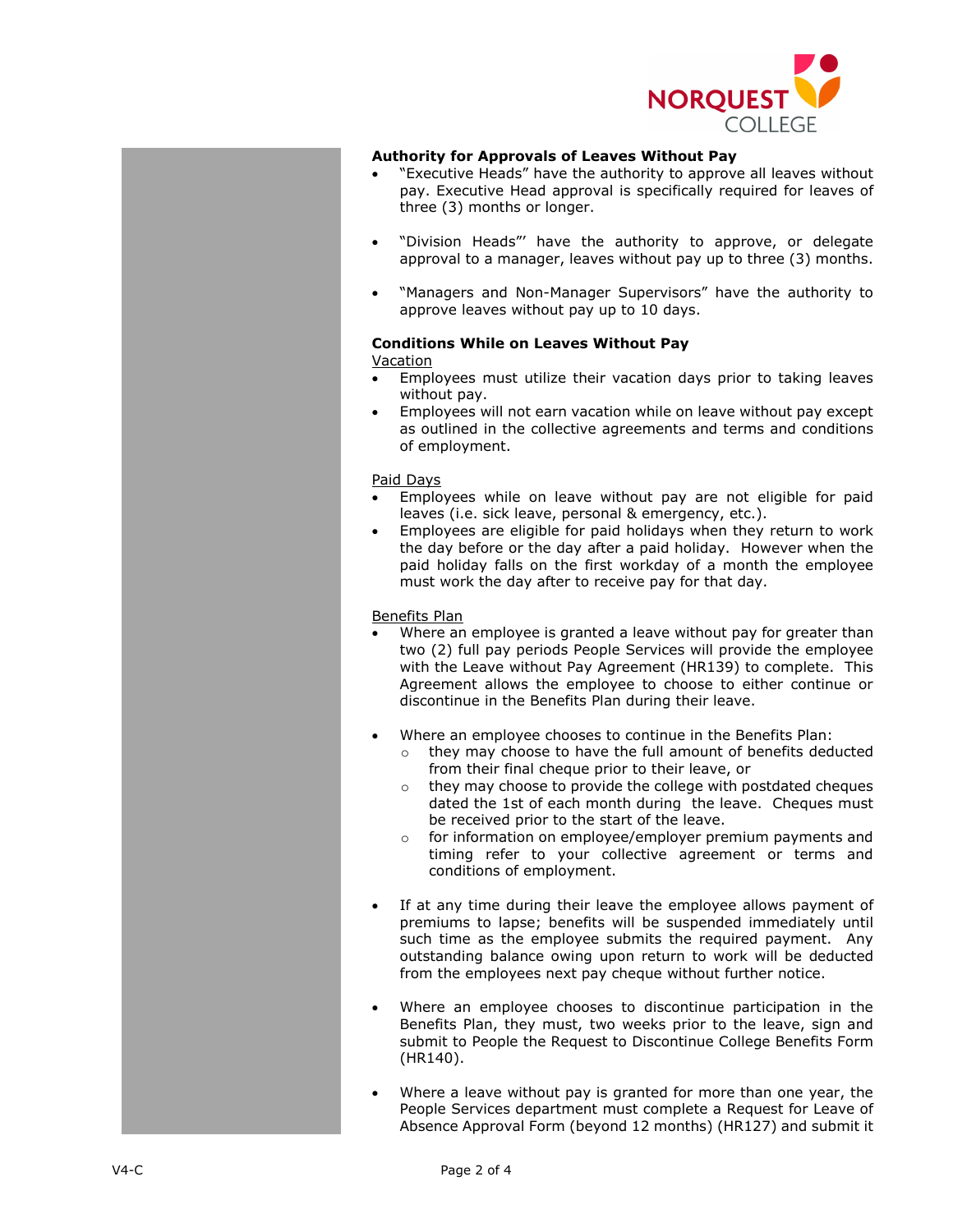**Authority for Approvals of Leaves Without Pay**

- "Executive Heads" have the authority to approve all leaves without pay. Executive Head approval is specifically required for leaves of three (3) months or longer.
- "Division Heads"' have the authority to approve, or delegate approval to a manager, leaves without pay up to three (3) months.
- "Managers and Non-Manager Supervisors" have the authority to approve leaves without pay up to 10 days.

**Conditions While on Leaves Without Pay**

Vacation

- Employees must utilize their vacation days prior to taking leaves without pay.
- Employees will not earn vacation while on leave without pay except as outlined in the collective agreements and terms and conditions of employment.

Paid Days

- Employees while on leave without pay are not eligible for paid leaves (i.e. sick leave, personal & emergency, etc.).
- Employees are eligible for paid holidays when they return to work the day before or the day after a paid holiday. However when the paid holiday falls on the first workday of a month the employee must work the day after to receive pay for that day.

Benefits Plan

- Where an employee is granted a leave without pay for greater than two (2) full pay periods People Services will provide the employee with the Leave without Pay Agreement (HR139) to complete. This Agreement allows the employee to choose to either continue or discontinue in the Benefits Plan during their leave.
- Where an employee chooses to continue in the Benefits Plan:
  - they may choose to have the full amount of benefits deducted from their final cheque prior to their leave, or
  - they may choose to provide the college with postdated cheques dated the 1st of each month during the leave. Cheques must be received prior to the start of the leave.
  - for information on employee/employer premium payments and timing refer to your collective agreement or terms and conditions of employment.
- If at any time during their leave the employee allows payment of premiums to lapse; benefits will be suspended immediately until such time as the employee submits the required payment. Any outstanding balance owing upon return to work will be deducted from the employees next pay cheque without further notice.
- Where an employee chooses to discontinue participation in the Benefits Plan, they must, two weeks prior to the leave, sign and submit to People the Request to Discontinue College Benefits Form (HR140).
- Where a leave without pay is granted for more than one year, the People Services department must complete a Request for Leave of Absence Approval Form (beyond 12 months) (HR127) and submit it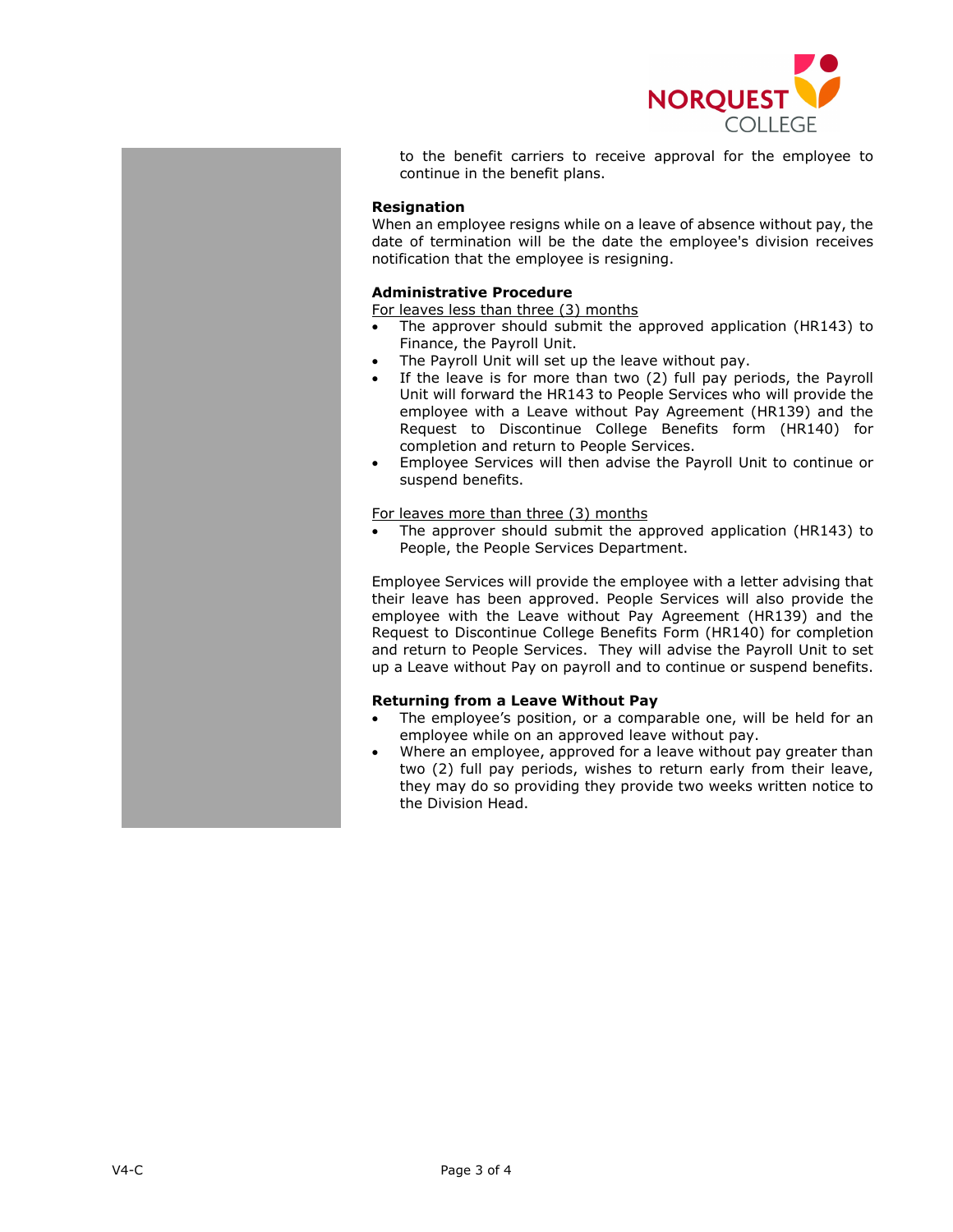to the benefit carriers to receive approval for the employee to continue in the benefit plans.

**Resignation**

When an employee resigns while on a leave of absence without pay, the date of termination will be the date the employee's division receives notification that the employee is resigning.

**Administrative Procedure**

For leaves less than three (3) months

- The approver should submit the approved application (HR143) to Finance, the Payroll Unit.
- The Payroll Unit will set up the leave without pay.
- If the leave is for more than two (2) full pay periods, the Payroll Unit will forward the HR143 to People Services who will provide the employee with a Leave without Pay Agreement (HR139) and the Request to Discontinue College Benefits form (HR140) for completion and return to People Services.
- Employee Services will then advise the Payroll Unit to continue or suspend benefits.

For leaves more than three (3) months

- The approver should submit the approved application (HR143) to People, the People Services Department.

Employee Services will provide the employee with a letter advising that their leave has been approved. People Services will also provide the employee with the Leave without Pay Agreement (HR139) and the Request to Discontinue College Benefits Form (HR140) for completion and return to People Services. They will advise the Payroll Unit to set up a Leave without Pay on payroll and to continue or suspend benefits.

**Returning from a Leave Without Pay**

- The employee's position, or a comparable one, will be held for an employee while on an approved leave without pay.
- Where an employee, approved for a leave without pay greater than two (2) full pay periods, wishes to return early from their leave, they may do so providing they provide two weeks written notice to the Division Head.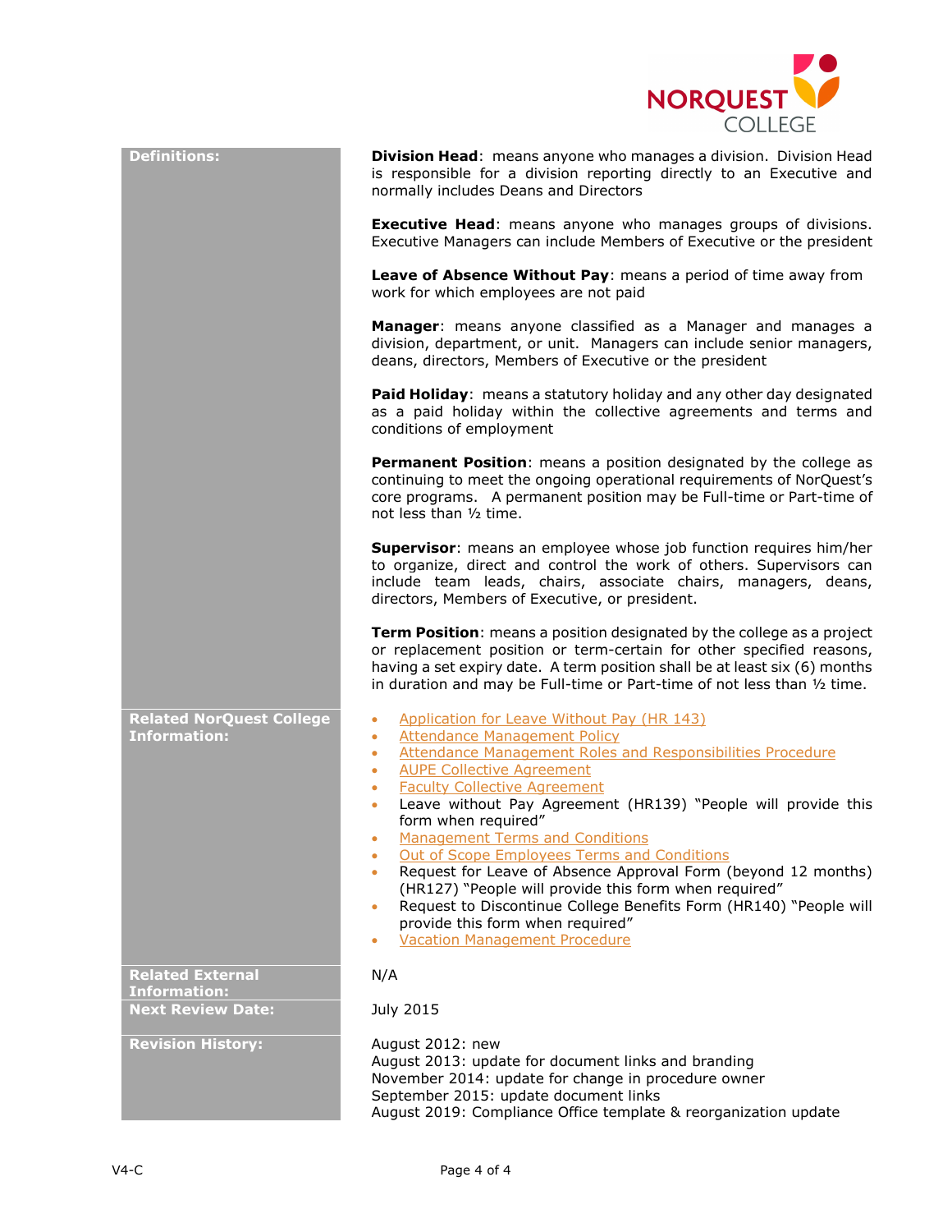| | |
|---|---|
| **Definitions:** | **Division Head**: means anyone who manages a division. Division Head is responsible for a division reporting directly to an Executive and normally includes Deans and Directors<br><br>**Executive Head**: means anyone who manages groups of divisions. Executive Managers can include Members of Executive or the president<br><br>**Leave of Absence Without Pay**: means a period of time away from work for which employees are not paid<br><br>**Manager**: means anyone classified as a Manager and manages a division, department, or unit. Managers can include senior managers, deans, directors, Members of Executive or the president<br><br>**Paid Holiday**: means a statutory holiday and any other day designated as a paid holiday within the collective agreements and terms and conditions of employment<br><br>**Permanent Position**: means a position designated by the college as continuing to meet the ongoing operational requirements of NorQuest's core programs. A permanent position may be Full-time or Part-time of not less than ½ time.<br><br>**Supervisor**: means an employee whose job function requires him/her to organize, direct and control the work of others. Supervisors can include team leads, chairs, associate chairs, managers, deans, directors, Members of Executive, or president.<br><br>**Term Position**: means a position designated by the college as a project or replacement position or term-certain for other specified reasons, having a set expiry date. A term position shall be at least six (6) months in duration and may be Full-time or Part-time of not less than ½ time. |
| **Related NorQuest College Information:** | • Application for Leave Without Pay (HR 143)<br>• Attendance Management Policy<br>• Attendance Management Roles and Responsibilities Procedure<br>• AUPE Collective Agreement<br>• Faculty Collective Agreement<br>• Leave without Pay Agreement (HR139) "People will provide this form when required"<br>• Management Terms and Conditions<br>• Out of Scope Employees Terms and Conditions<br>• Request for Leave of Absence Approval Form (beyond 12 months) (HR127) "People will provide this form when required"<br>• Request to Discontinue College Benefits Form (HR140) "People will provide this form when required"<br>• Vacation Management Procedure |
| **Related External Information:** | N/A |
| **Next Review Date:** | July 2015 |
| **Revision History:** | August 2012: new<br>August 2013: update for document links and branding<br>November 2014: update for change in procedure owner<br>September 2015: update document links<br>August 2019: Compliance Office template & reorganization update |